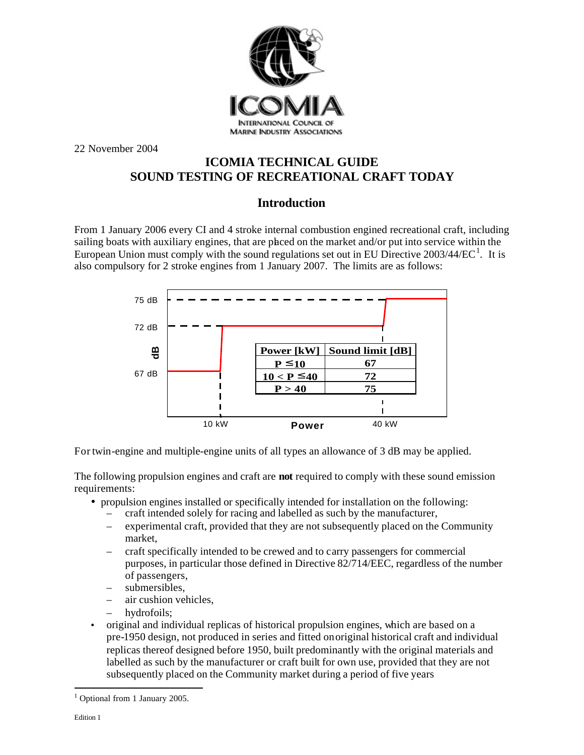ICOMIA
INTERNATIONAL COUNCIL OF
MARINE INDUSTRY ASSOCIATIONS

22 November 2004

# ICOMIA TECHNICAL GUIDE
# SOUND TESTING OF RECREATIONAL CRAFT TODAY

## Introduction

From 1 January 2006 every CI and 4 stroke internal combustion engined recreational craft, including sailing boats with auxiliary engines, that are placed on the market and/or put into service within the European Union must comply with the sound regulations set out in EU Directive 2003/44/EC[1]. It is also compulsory for 2 stroke engines from 1 January 2007. The limits are as follows:

| Power [kW] | Sound limit [dB] |
|---|---|
| P ≤10 | 67 |
| 10 < P ≤40 | 72 |
| P > 40 | 75 |

For twin-engine and multiple-engine units of all types an allowance of 3 dB may be applied.

The following propulsion engines and craft are **not** required to comply with these sound emission requirements:

- propulsion engines installed or specifically intended for installation on the following:
  - craft intended solely for racing and labelled as such by the manufacturer,
  - experimental craft, provided that they are not subsequently placed on the Community market,
  - craft specifically intended to be crewed and to carry passengers for commercial purposes, in particular those defined in Directive 82/714/EEC, regardless of the number of passengers,
  - submersibles,
  - air cushion vehicles,
  - hydrofoils;
- original and individual replicas of historical propulsion engines, which are based on a pre-1950 design, not produced in series and fitted on original historical craft and individual replicas thereof designed before 1950, built predominantly with the original materials and labelled as such by the manufacturer or craft built for own use, provided that they are not subsequently placed on the Community market during a period of five years

[1] Optional from 1 January 2005.

Edition 1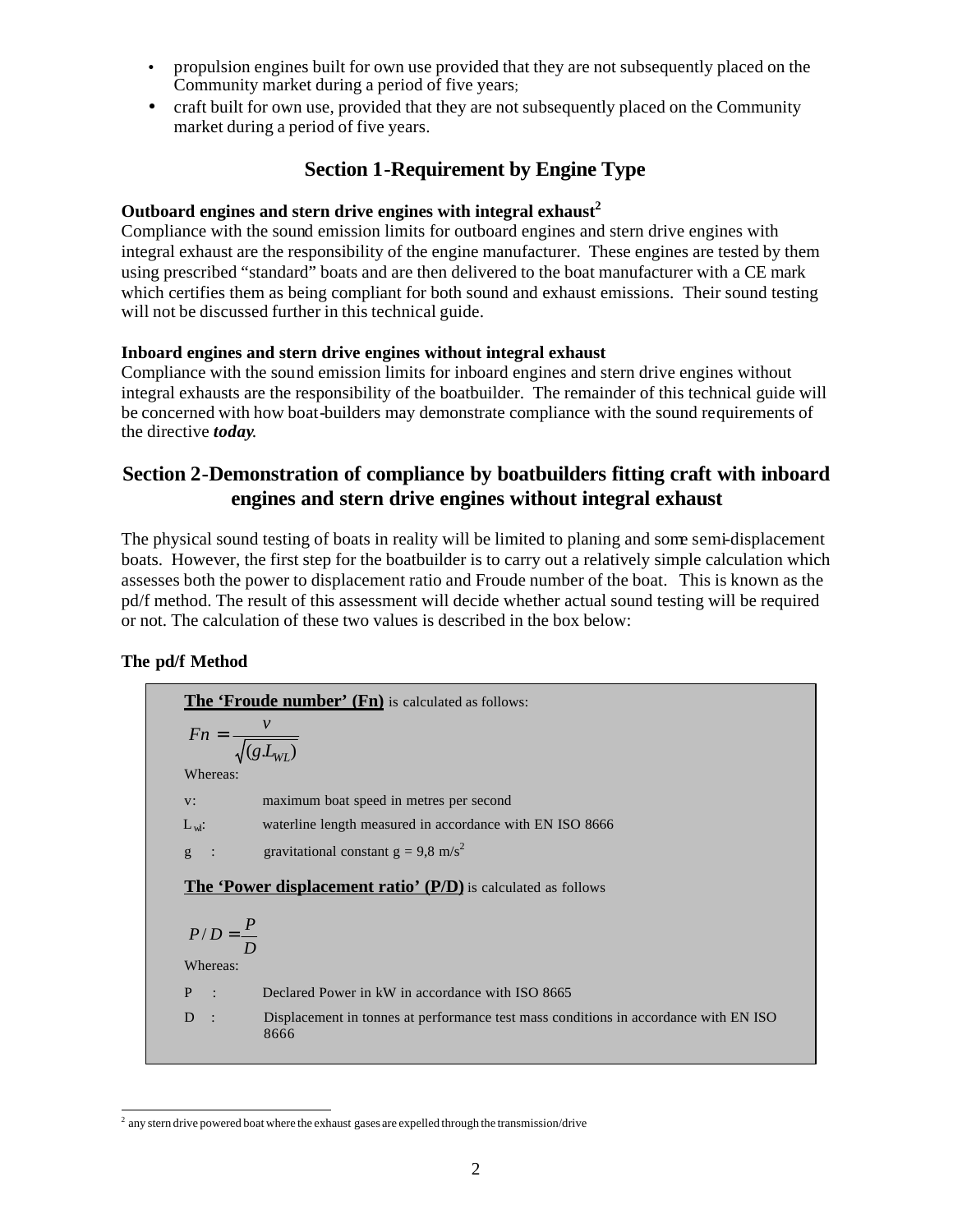- propulsion engines built for own use provided that they are not subsequently placed on the Community market during a period of five years;
- craft built for own use, provided that they are not subsequently placed on the Community market during a period of five years.

## Section 1-Requirement by Engine Type

**Outboard engines and stern drive engines with integral exhaust[2]**
Compliance with the sound emission limits for outboard engines and stern drive engines with integral exhaust are the responsibility of the engine manufacturer. These engines are tested by them using prescribed "standard" boats and are then delivered to the boat manufacturer with a CE mark which certifies them as being compliant for both sound and exhaust emissions. Their sound testing will not be discussed further in this technical guide.

**Inboard engines and stern drive engines without integral exhaust**
Compliance with the sound emission limits for inboard engines and stern drive engines without integral exhausts are the responsibility of the boatbuilder. The remainder of this technical guide will be concerned with how boat-builders may demonstrate compliance with the sound requirements of the directive ***today***.

## Section 2-Demonstration of compliance by boatbuilders fitting craft with inboard engines and stern drive engines without integral exhaust

The physical sound testing of boats in reality will be limited to planing and some semi-displacement boats. However, the first step for the boatbuilder is to carry out a relatively simple calculation which assesses both the power to displacement ratio and Froude number of the boat. This is known as the pd/f method. The result of this assessment will decide whether actual sound testing will be required or not. The calculation of these two values is described in the box below:

**The pd/f Method**

**The 'Froude number' (Fn)** is calculated as follows:

$$Fn = \frac{v}{\sqrt{(g.L_{WL})}}$$

Whereas:

- v: maximum boat speed in metres per second
- $L_{wl}$: waterline length measured in accordance with EN ISO 8666
- g : gravitational constant $g = 9{,}8 \text{ m/s}^2$

**The 'Power displacement ratio' (P/D)** is calculated as follows

$$P/D = \frac{P}{D}$$

Whereas:

- P : Declared Power in kW in accordance with ISO 8665
- D : Displacement in tonnes at performance test mass conditions in accordance with EN ISO 8666

---

[2] any stern drive powered boat where the exhaust gases are expelled through the transmission/drive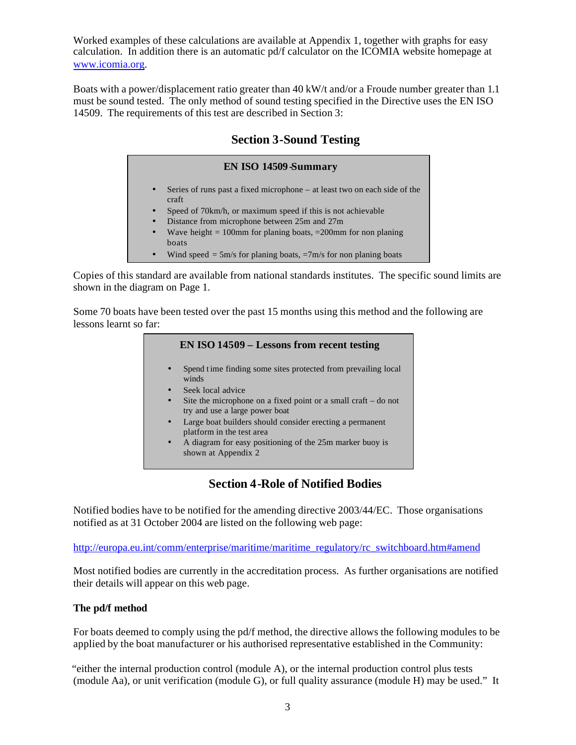Worked examples of these calculations are available at Appendix 1, together with graphs for easy calculation. In addition there is an automatic pd/f calculator on the ICOMIA website homepage at www.icomia.org.

Boats with a power/displacement ratio greater than 40 kW/t and/or a Froude number greater than 1.1 must be sound tested. The only method of sound testing specified in the Directive uses the EN ISO 14509. The requirements of this test are described in Section 3:

## Section 3-Sound Testing

**EN ISO 14509-Summary**

- Series of runs past a fixed microphone – at least two on each side of the craft
- Speed of 70km/h, or maximum speed if this is not achievable
- Distance from microphone between 25m and 27m
- Wave height = 100mm for planing boats, =200mm for non planing boats
- Wind speed = 5m/s for planing boats, =7m/s for non planing boats

Copies of this standard are available from national standards institutes. The specific sound limits are shown in the diagram on Page 1.

Some 70 boats have been tested over the past 15 months using this method and the following are lessons learnt so far:

**EN ISO 14509 – Lessons from recent testing**

- Spend time finding some sites protected from prevailing local winds
- Seek local advice
- Site the microphone on a fixed point or a small craft – do not try and use a large power boat
- Large boat builders should consider erecting a permanent platform in the test area
- A diagram for easy positioning of the 25m marker buoy is shown at Appendix 2

## Section 4-Role of Notified Bodies

Notified bodies have to be notified for the amending directive 2003/44/EC. Those organisations notified as at 31 October 2004 are listed on the following web page:

http://europa.eu.int/comm/enterprise/maritime/maritime_regulatory/rc_switchboard.htm#amend

Most notified bodies are currently in the accreditation process. As further organisations are notified their details will appear on this web page.

### The pd/f method

For boats deemed to comply using the pd/f method, the directive allows the following modules to be applied by the boat manufacturer or his authorised representative established in the Community:

"either the internal production control (module A), or the internal production control plus tests (module Aa), or unit verification (module G), or full quality assurance (module H) may be used." It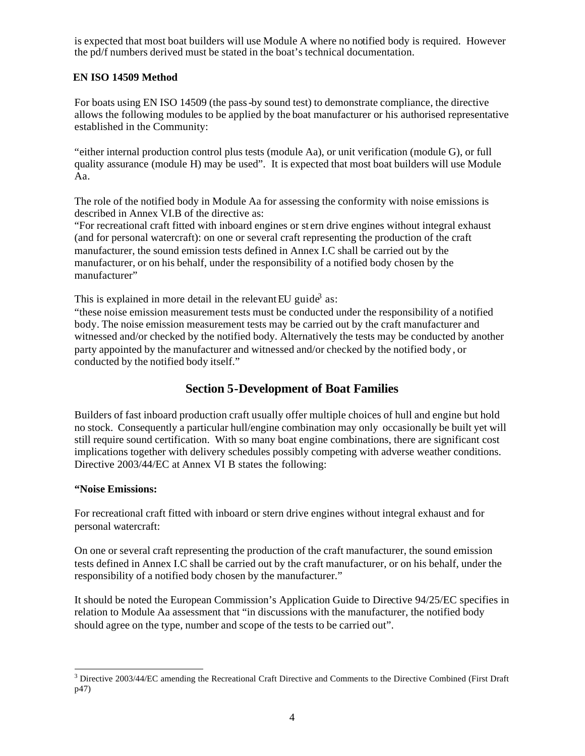is expected that most boat builders will use Module A where no notified body is required. However the pd/f numbers derived must be stated in the boat's technical documentation.

**EN ISO 14509 Method**

For boats using EN ISO 14509 (the pass-by sound test) to demonstrate compliance, the directive allows the following modules to be applied by the boat manufacturer or his authorised representative established in the Community:

"either internal production control plus tests (module Aa), or unit verification (module G), or full quality assurance (module H) may be used". It is expected that most boat builders will use Module Aa.

The role of the notified body in Module Aa for assessing the conformity with noise emissions is described in Annex VI.B of the directive as:
"For recreational craft fitted with inboard engines or stern drive engines without integral exhaust (and for personal watercraft): on one or several craft representing the production of the craft manufacturer, the sound emission tests defined in Annex I.C shall be carried out by the manufacturer, or on his behalf, under the responsibility of a notified body chosen by the manufacturer"

This is explained in more detail in the relevant EU guide[3] as:
"these noise emission measurement tests must be conducted under the responsibility of a notified body. The noise emission measurement tests may be carried out by the craft manufacturer and witnessed and/or checked by the notified body. Alternatively the tests may be conducted by another party appointed by the manufacturer and witnessed and/or checked by the notified body, or conducted by the notified body itself."

## Section 5-Development of Boat Families

Builders of fast inboard production craft usually offer multiple choices of hull and engine but hold no stock. Consequently a particular hull/engine combination may only occasionally be built yet will still require sound certification. With so many boat engine combinations, there are significant cost implications together with delivery schedules possibly competing with adverse weather conditions. Directive 2003/44/EC at Annex VI B states the following:

**"Noise Emissions:**

For recreational craft fitted with inboard or stern drive engines without integral exhaust and for personal watercraft:

On one or several craft representing the production of the craft manufacturer, the sound emission tests defined in Annex I.C shall be carried out by the craft manufacturer, or on his behalf, under the responsibility of a notified body chosen by the manufacturer."

It should be noted the European Commission's Application Guide to Directive 94/25/EC specifies in relation to Module Aa assessment that "in discussions with the manufacturer, the notified body should agree on the type, number and scope of the tests to be carried out".

---

[3] Directive 2003/44/EC amending the Recreational Craft Directive and Comments to the Directive Combined (First Draft p47)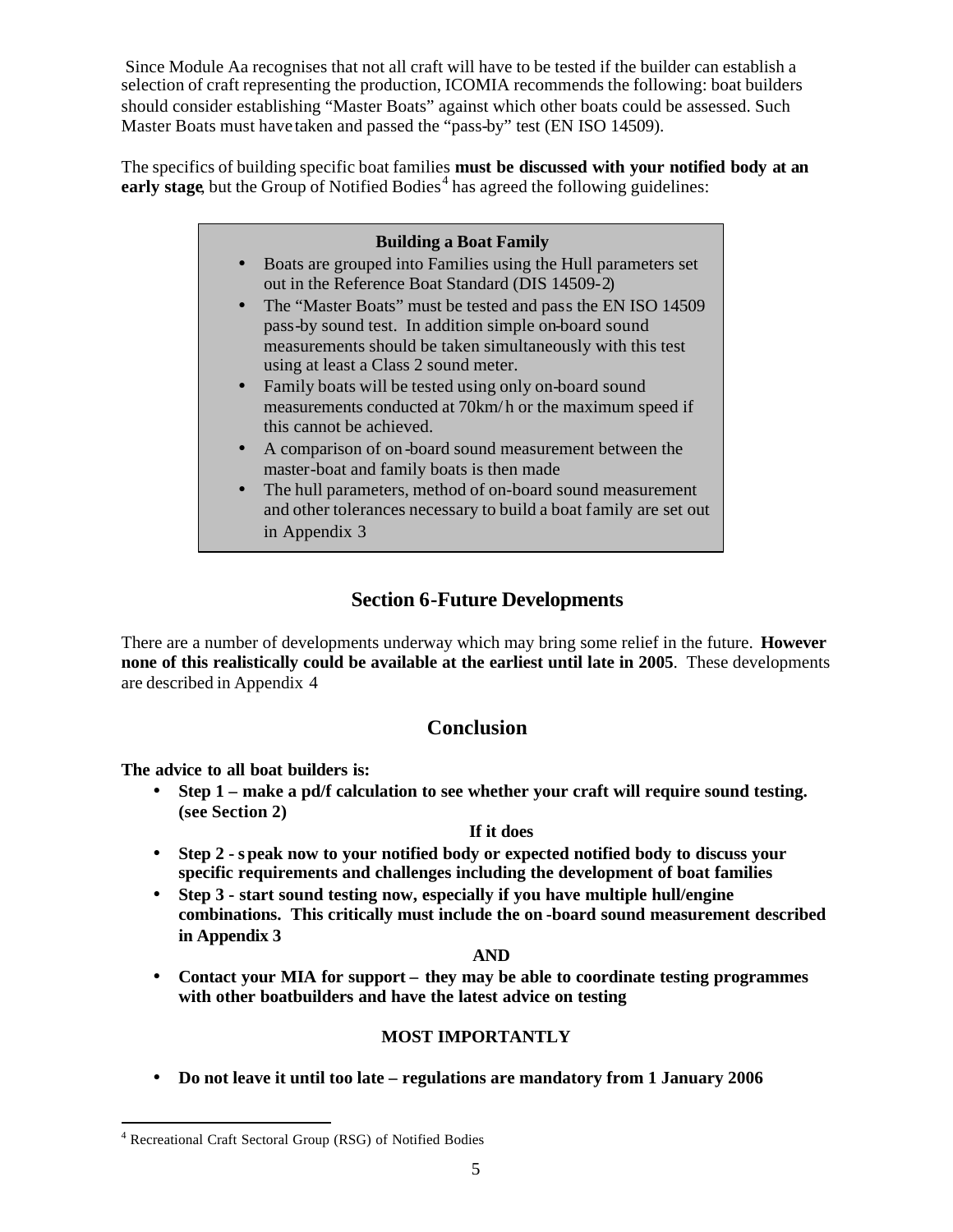Since Module Aa recognises that not all craft will have to be tested if the builder can establish a selection of craft representing the production, ICOMIA recommends the following: boat builders should consider establishing "Master Boats" against which other boats could be assessed. Such Master Boats must have taken and passed the "pass-by" test (EN ISO 14509).

The specifics of building specific boat families **must be discussed with your notified body at an early stage**, but the Group of Notified Bodies[4] has agreed the following guidelines:

> **Building a Boat Family**
>
> - Boats are grouped into Families using the Hull parameters set out in the Reference Boat Standard (DIS 14509-2)
> - The "Master Boats" must be tested and pass the EN ISO 14509 pass-by sound test. In addition simple on-board sound measurements should be taken simultaneously with this test using at least a Class 2 sound meter.
> - Family boats will be tested using only on-board sound measurements conducted at 70km/h or the maximum speed if this cannot be achieved.
> - A comparison of on-board sound measurement between the master-boat and family boats is then made
> - The hull parameters, method of on-board sound measurement and other tolerances necessary to build a boat family are set out in Appendix 3

## Section 6-Future Developments

There are a number of developments underway which may bring some relief in the future. **However none of this realistically could be available at the earliest until late in 2005**. These developments are described in Appendix 4

## Conclusion

**The advice to all boat builders is:**

- **Step 1 – make a pd/f calculation to see whether your craft will require sound testing. (see Section 2)**

**If it does**

- **Step 2 - speak now to your notified body or expected notified body to discuss your specific requirements and challenges including the development of boat families**
- **Step 3 - start sound testing now, especially if you have multiple hull/engine combinations. This critically must include the on-board sound measurement described in Appendix 3**

**AND**

- **Contact your MIA for support – they may be able to coordinate testing programmes with other boatbuilders and have the latest advice on testing**

**MOST IMPORTANTLY**

- **Do not leave it until too late – regulations are mandatory from 1 January 2006**

---

[4] Recreational Craft Sectoral Group (RSG) of Notified Bodies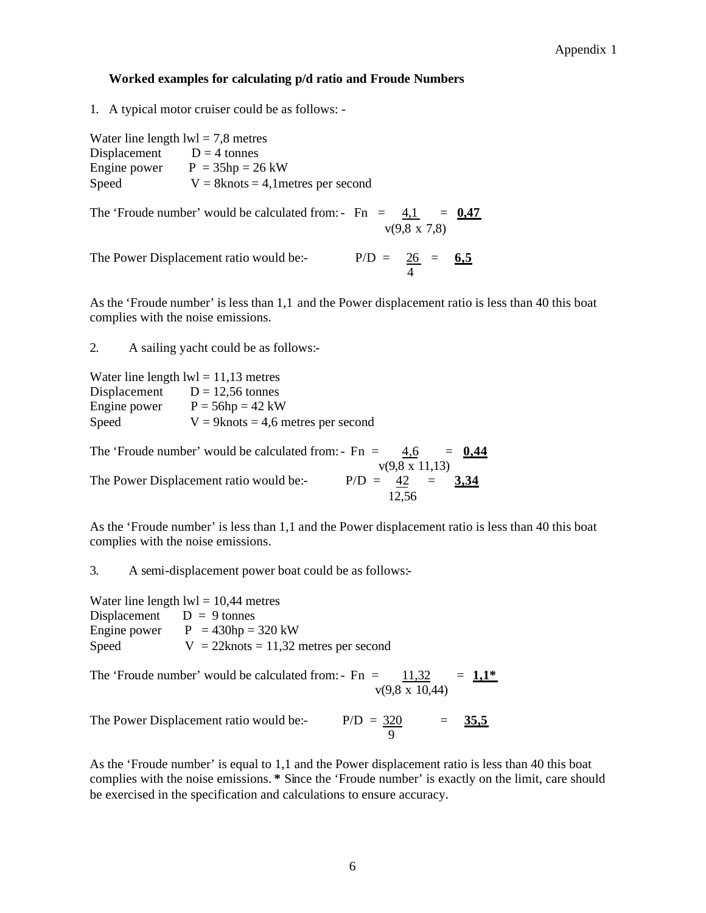Appendix 1

### Worked examples for calculating p/d ratio and Froude Numbers

1. A typical motor cruiser could be as follows: -

Water line length lwl = 7,8 metres
Displacement D = 4 tonnes
Engine power P = 35hp = 26 kW
Speed V = 8knots = 4,1metres per second

The 'Froude number' would be calculated from: - $Fn = \frac{4,1}{\sqrt{(9,8 \times 7,8)}} = \mathbf{0,47}$

The Power Displacement ratio would be:- $P/D = \frac{26}{4} = \mathbf{6,5}$

As the 'Froude number' is less than 1,1 and the Power displacement ratio is less than 40 this boat complies with the noise emissions.

2. A sailing yacht could be as follows:-

Water line length lwl = 11,13 metres
Displacement D = 12,56 tonnes
Engine power P = 56hp = 42 kW
Speed V = 9knots = 4,6 metres per second

The 'Froude number' would be calculated from: - $Fn = \frac{4,6}{\sqrt{(9,8 \times 11,13)}} = \mathbf{0,44}$

The Power Displacement ratio would be:- $P/D = \frac{42}{12,56} = \mathbf{3,34}$

As the 'Froude number' is less than 1,1 and the Power displacement ratio is less than 40 this boat complies with the noise emissions.

3. A semi-displacement power boat could be as follows:-

Water line length lwl = 10,44 metres
Displacement D = 9 tonnes
Engine power P = 430hp = 320 kW
Speed V = 22knots = 11,32 metres per second

The 'Froude number' would be calculated from: - $Fn = \frac{11,32}{\sqrt{(9,8 \times 10,44)}} = \mathbf{1,1^*}$

The Power Displacement ratio would be:- $P/D = \frac{320}{9} = \mathbf{35,5}$

As the 'Froude number' is equal to 1,1 and the Power displacement ratio is less than 40 this boat complies with the noise emissions. **\*** Since the 'Froude number' is exactly on the limit, care should be exercised in the specification and calculations to ensure accuracy.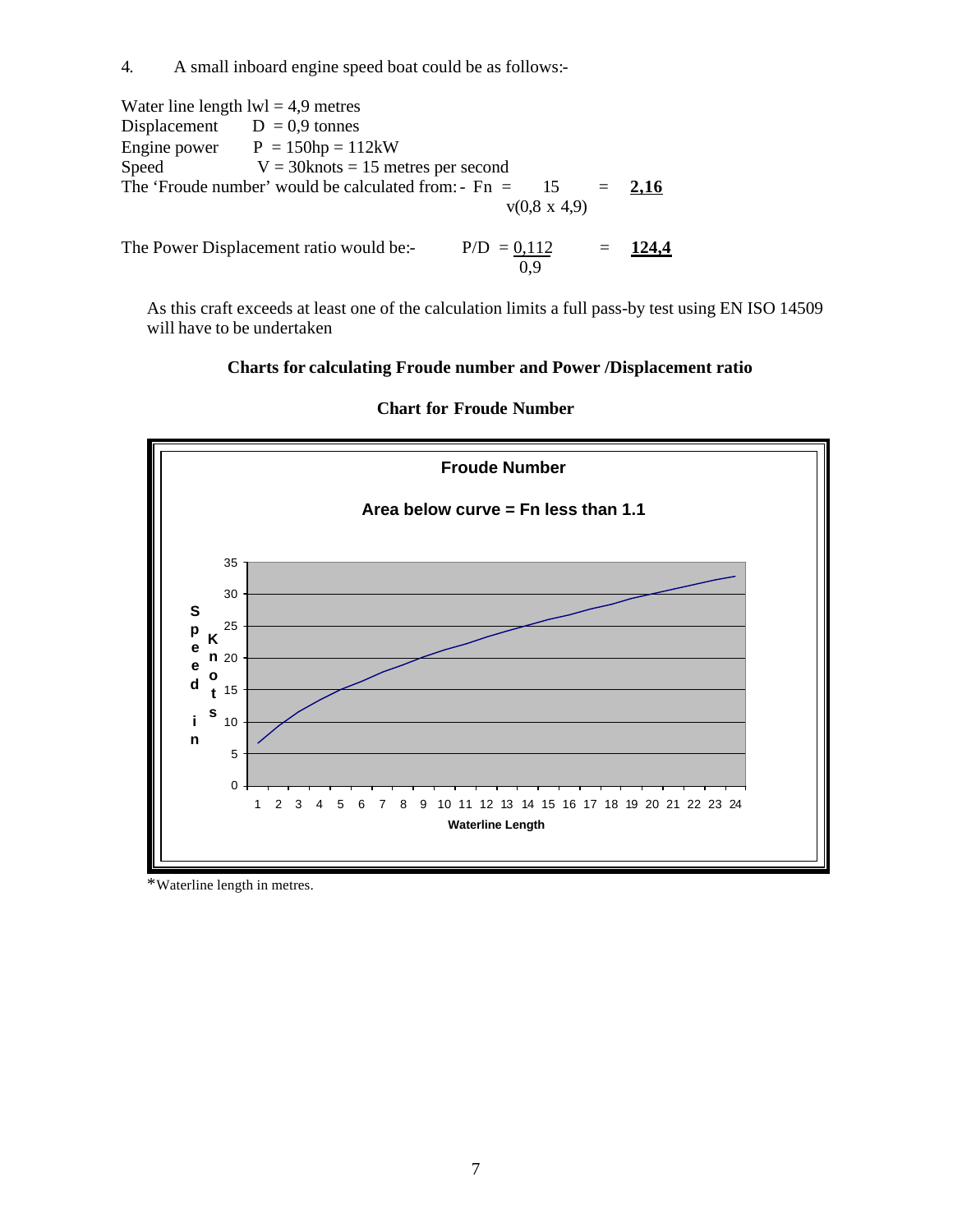4. A small inboard engine speed boat could be as follows:-

Water line length lwl = 4,9 metres
Displacement D = 0,9 tonnes
Engine power P = 150hp = 112kW
Speed V = 30knots = 15 metres per second

The 'Froude number' would be calculated from:- $Fn = \dfrac{15}{\sqrt{(0,8 \times 4,9)}} = \underline{\mathbf{2,16}}$

The Power Displacement ratio would be:- $P/D = \dfrac{0,112}{0,9} = \underline{\mathbf{124,4}}$

As this craft exceeds at least one of the calculation limits a full pass-by test using EN ISO 14509 will have to be undertaken

**Charts for calculating Froude number and Power /Displacement ratio**

**Chart for Froude Number**

Froude Number

Area below curve = Fn less than 1.1

Speed in Knots (0–35) vs Waterline Length (1–24)

*Waterline length in metres.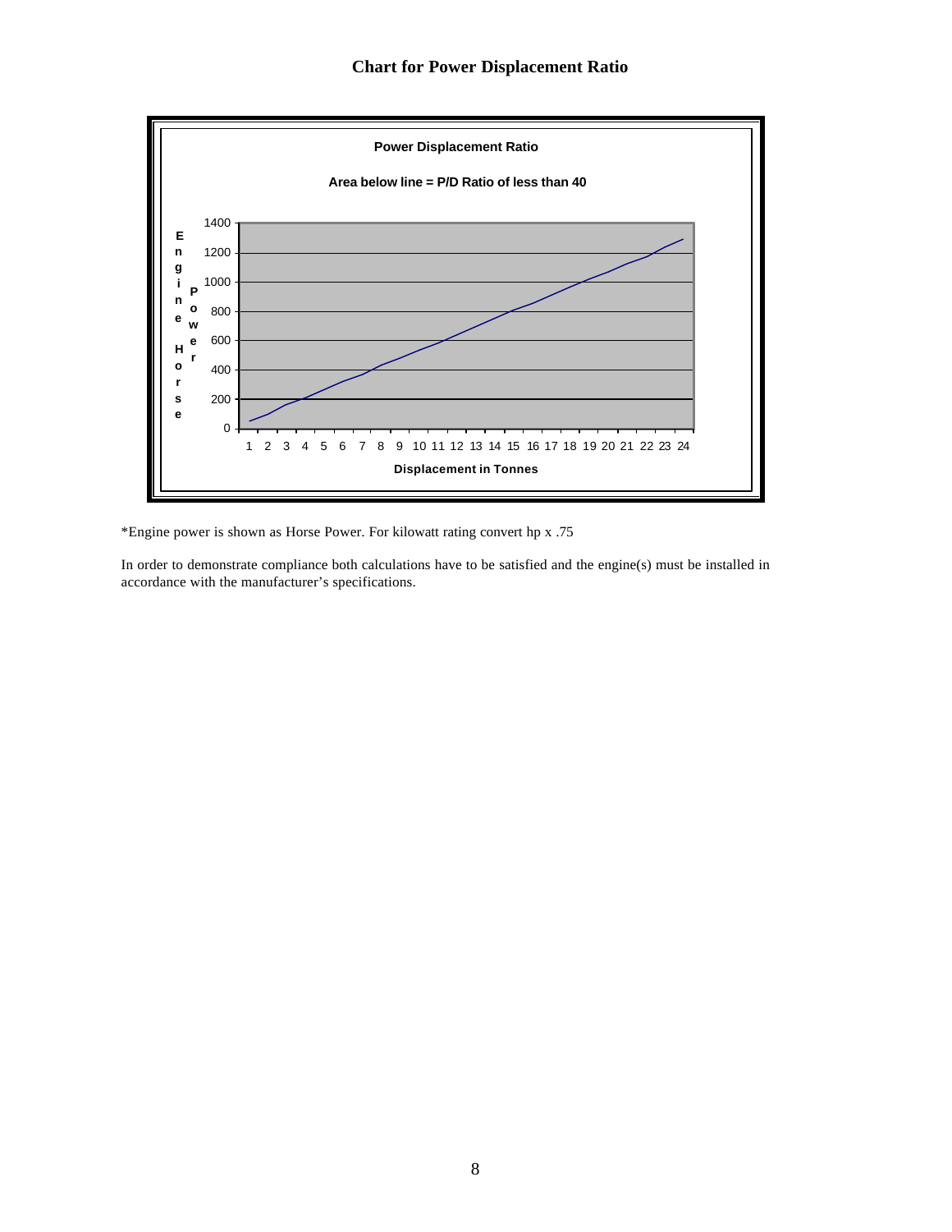## Chart for Power Displacement Ratio

**Power Displacement Ratio**

**Area below line = P/D Ratio of less than 40**

| Axis | Label | Values |
| --- | --- | --- |
| Y-axis | Engine Horse Power | 0, 200, 400, 600, 800, 1000, 1200, 1400 |
| X-axis | Displacement in Tonnes | 1, 2, 3, 4, 5, 6, 7, 8, 9, 10, 11, 12, 13, 14, 15, 16, 17, 18, 19, 20, 21, 22, 23, 24 |

*Engine power is shown as Horse Power. For kilowatt rating convert hp x .75

In order to demonstrate compliance both calculations have to be satisfied and the engine(s) must be installed in accordance with the manufacturer's specifications.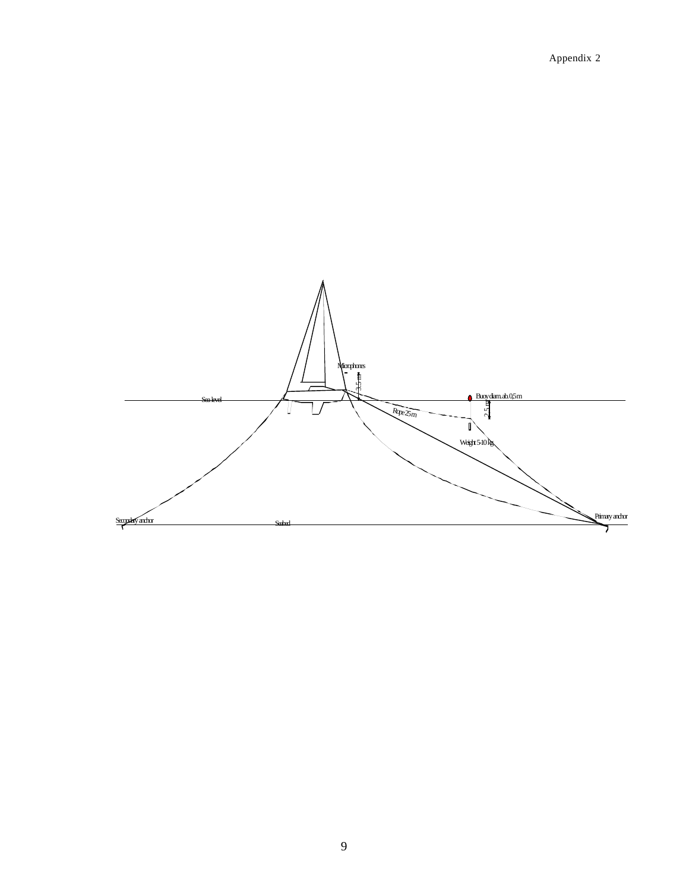# Appendix 2

Microphones

3.5 m

Sea level

Buoy diam. ab. 0,5 m

2.5 m

Rope 25 m

Weight 5-10 kg

Secondary anchor

Seabed

Primary anchor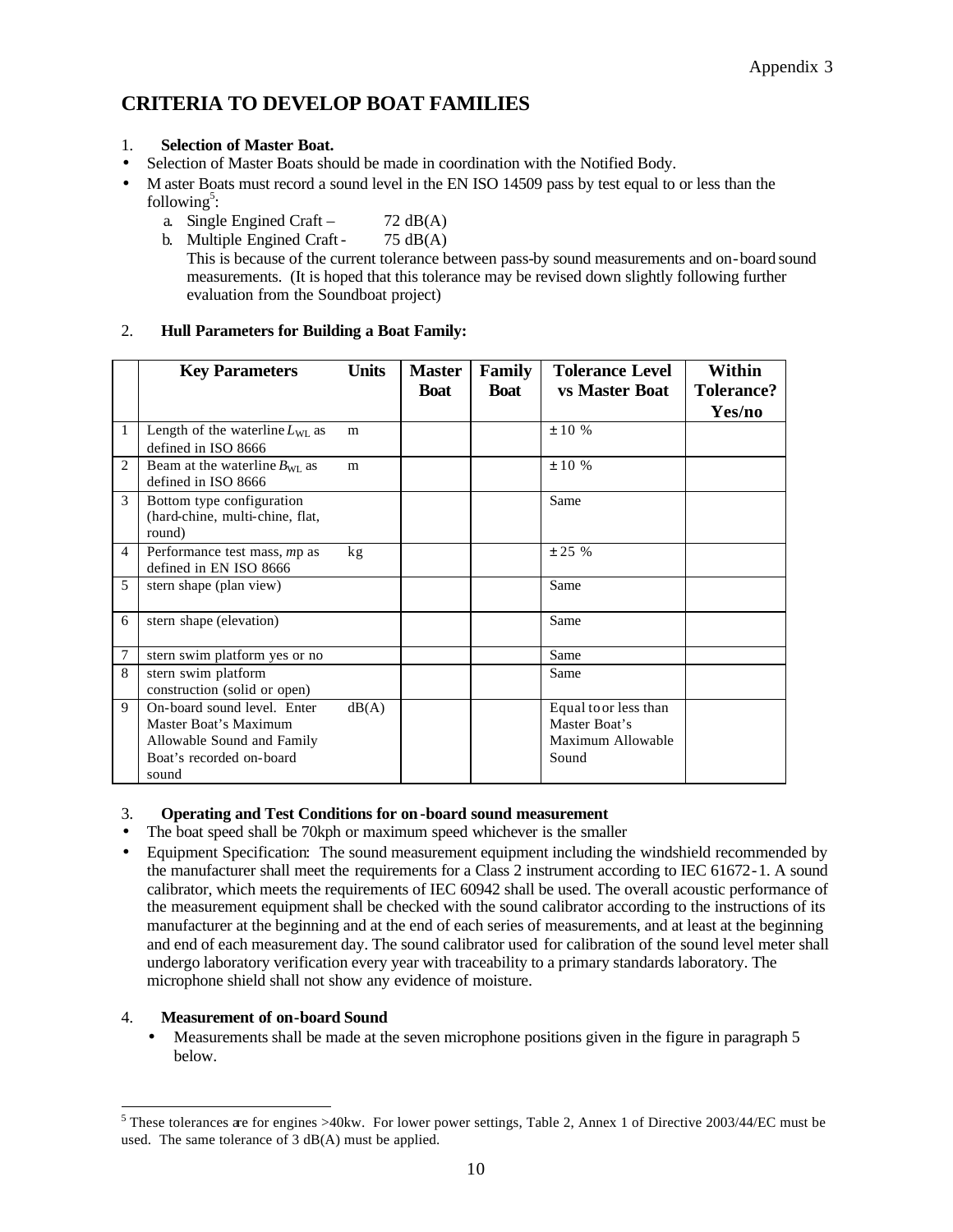# CRITERIA TO DEVELOP BOAT FAMILIES

1. **Selection of Master Boat.**

- Selection of Master Boats should be made in coordination with the Notified Body.
- Master Boats must record a sound level in the EN ISO 14509 pass by test equal to or less than the following[5]:
  - a. Single Engined Craft – 72 dB(A)
  - b. Multiple Engined Craft - 75 dB(A)

  This is because of the current tolerance between pass-by sound measurements and on-board sound measurements. (It is hoped that this tolerance may be revised down slightly following further evaluation from the Soundboat project)

2. **Hull Parameters for Building a Boat Family:**

| | Key Parameters | Units | Master Boat | Family Boat | Tolerance Level vs Master Boat | Within Tolerance? Yes/no |
|---|---|---|---|---|---|---|
| 1 | Length of the waterline $L_{WL}$ as defined in ISO 8666 | m | | | ± 10 % | |
| 2 | Beam at the waterline $B_{WL}$ as defined in ISO 8666 | m | | | ± 10 % | |
| 3 | Bottom type configuration (hard-chine, multi-chine, flat, round) | | | | Same | |
| 4 | Performance test mass, $m_p$ as defined in EN ISO 8666 | kg | | | ± 25 % | |
| 5 | stern shape (plan view) | | | | Same | |
| 6 | stern shape (elevation) | | | | Same | |
| 7 | stern swim platform yes or no | | | | Same | |
| 8 | stern swim platform construction (solid or open) | | | | Same | |
| 9 | On-board sound level. Enter Master Boat's Maximum Allowable Sound and Family Boat's recorded on-board sound | dB(A) | | | Equal to or less than Master Boat's Maximum Allowable Sound | |

3. **Operating and Test Conditions for on-board sound measurement**

- The boat speed shall be 70kph or maximum speed whichever is the smaller
- Equipment Specification: The sound measurement equipment including the windshield recommended by the manufacturer shall meet the requirements for a Class 2 instrument according to IEC 61672-1. A sound calibrator, which meets the requirements of IEC 60942 shall be used. The overall acoustic performance of the measurement equipment shall be checked with the sound calibrator according to the instructions of its manufacturer at the beginning and at the end of each series of measurements, and at least at the beginning and end of each measurement day. The sound calibrator used for calibration of the sound level meter shall undergo laboratory verification every year with traceability to a primary standards laboratory. The microphone shield shall not show any evidence of moisture.

4. **Measurement of on-board Sound**

- Measurements shall be made at the seven microphone positions given in the figure in paragraph 5 below.

[5] These tolerances are for engines >40kw. For lower power settings, Table 2, Annex 1 of Directive 2003/44/EC must be used. The same tolerance of 3 dB(A) must be applied.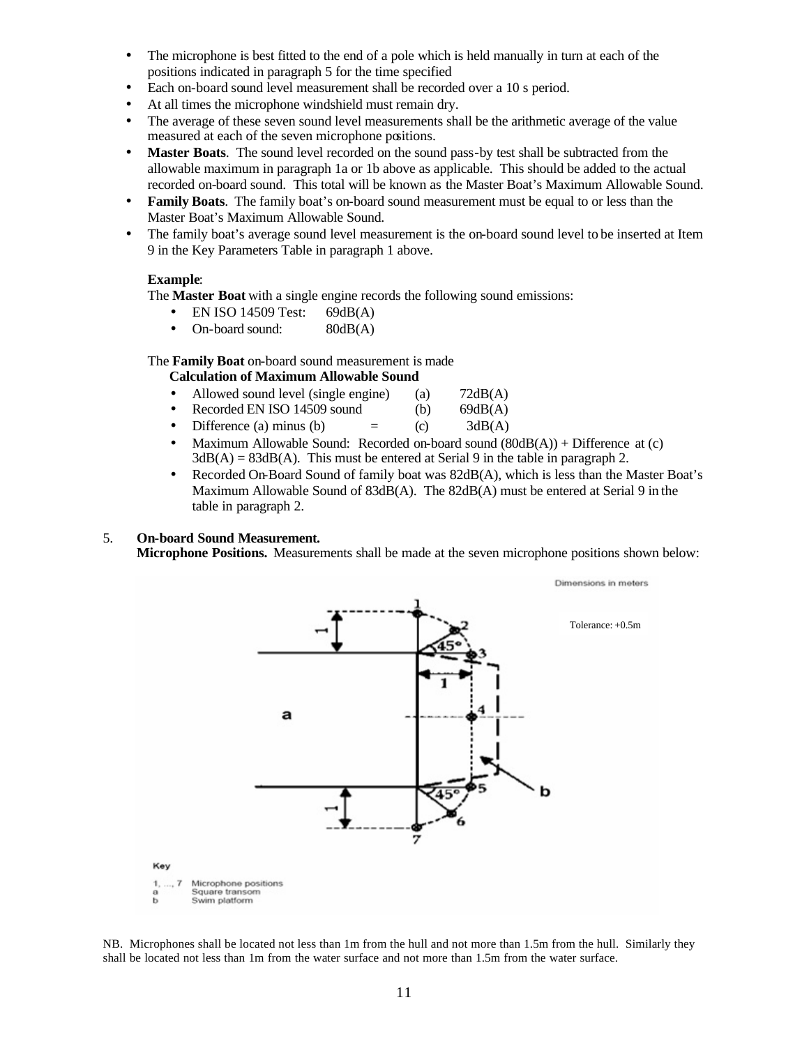- The microphone is best fitted to the end of a pole which is held manually in turn at each of the positions indicated in paragraph 5 for the time specified
- Each on-board sound level measurement shall be recorded over a 10 s period.
- At all times the microphone windshield must remain dry.
- The average of these seven sound level measurements shall be the arithmetic average of the value measured at each of the seven microphone positions.
- **Master Boats**. The sound level recorded on the sound pass-by test shall be subtracted from the allowable maximum in paragraph 1a or 1b above as applicable. This should be added to the actual recorded on-board sound. This total will be known as the Master Boat's Maximum Allowable Sound.
- **Family Boats**. The family boat's on-board sound measurement must be equal to or less than the Master Boat's Maximum Allowable Sound.
- The family boat's average sound level measurement is the on-board sound level to be inserted at Item 9 in the Key Parameters Table in paragraph 1 above.

**Example**:

The **Master Boat** with a single engine records the following sound emissions:

- EN ISO 14509 Test: 69dB(A)
- On-board sound: 80dB(A)

The **Family Boat** on-board sound measurement is made

**Calculation of Maximum Allowable Sound**

- Allowed sound level (single engine) (a) 72dB(A)
- Recorded EN ISO 14509 sound (b) 69dB(A)
- Difference (a) minus (b) = (c) 3dB(A)
- Maximum Allowable Sound: Recorded on-board sound (80dB(A)) + Difference at (c) 3dB(A) = 83dB(A). This must be entered at Serial 9 in the table in paragraph 2.
- Recorded On-Board Sound of family boat was 82dB(A), which is less than the Master Boat's Maximum Allowable Sound of 83dB(A). The 82dB(A) must be entered at Serial 9 in the table in paragraph 2.

5. **On-board Sound Measurement.**

**Microphone Positions.** Measurements shall be made at the seven microphone positions shown below:

Dimensions in meters

Tolerance: +0.5m

Key

1, ..., 7 Microphone positions
a Square transom
b Swim platform

NB. Microphones shall be located not less than 1m from the hull and not more than 1.5m from the hull. Similarly they shall be located not less than 1m from the water surface and not more than 1.5m from the water surface.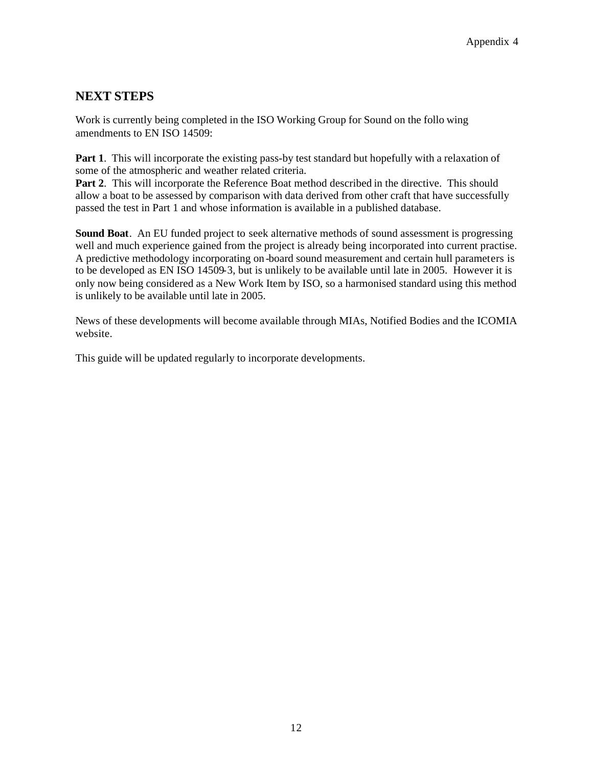## NEXT STEPS

Work is currently being completed in the ISO Working Group for Sound on the following amendments to EN ISO 14509:

**Part 1**. This will incorporate the existing pass-by test standard but hopefully with a relaxation of some of the atmospheric and weather related criteria.
**Part 2**. This will incorporate the Reference Boat method described in the directive. This should allow a boat to be assessed by comparison with data derived from other craft that have successfully passed the test in Part 1 and whose information is available in a published database.

**Sound Boat**. An EU funded project to seek alternative methods of sound assessment is progressing well and much experience gained from the project is already being incorporated into current practise. A predictive methodology incorporating on-board sound measurement and certain hull parameters is to be developed as EN ISO 14509-3, but is unlikely to be available until late in 2005. However it is only now being considered as a New Work Item by ISO, so a harmonised standard using this method is unlikely to be available until late in 2005.

News of these developments will become available through MIAs, Notified Bodies and the ICOMIA website.

This guide will be updated regularly to incorporate developments.